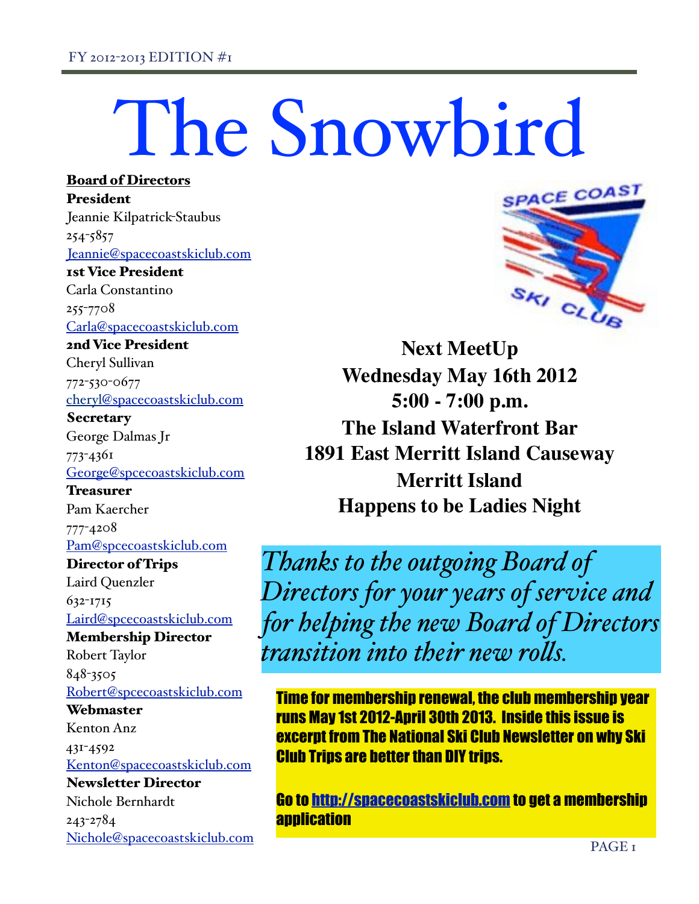# The Snowbird

**Board of Directors**

**President**
Jeannie Kilpatrick-Staubus
254-5857
Jeannie@spacecoastskiclub.com

**1st Vice President**
Carla Constantino
255-7708
Carla@spacecoastskiclub.com

**2nd Vice President**
Cheryl Sullivan
772-530-0677
cheryl@spacecoastskiclub.com

**Secretary**
George Dalmas Jr
773-4361
George@spcecoastskiclub.com

**Treasurer**
Pam Kaercher
777-4208
Pam@spcecoastskiclub.com

**Director of Trips**
Laird Quenzler
632-1715
Laird@spcecoastskiclub.com

**Membership Director**
Robert Taylor
848-3505
Robert@spcecoastskiclub.com

**Webmaster**
Kenton Anz
431-4592
Kenton@spacecoastskiclub.com

**Newsletter Director**
Nichole Bernhardt
243-2784
Nichole@spacecoastskiclub.com

**Next MeetUp**
**Wednesday May 16th 2012**
**5:00 - 7:00 p.m.**
**The Island Waterfront Bar**
**1891 East Merritt Island Causeway**
**Merritt Island**
**Happens to be Ladies Night**

*Thanks to the outgoing Board of Directors for your years of service and for helping the new Board of Directors transition into their new rolls.*

**Time for membership renewal, the club membership year runs May 1st 2012-April 30th 2013. Inside this issue is excerpt from The National Ski Club Newsletter on why Ski Club Trips are better than DIY trips.**

**Go to http://spacecoastskiclub.com to get a membership application**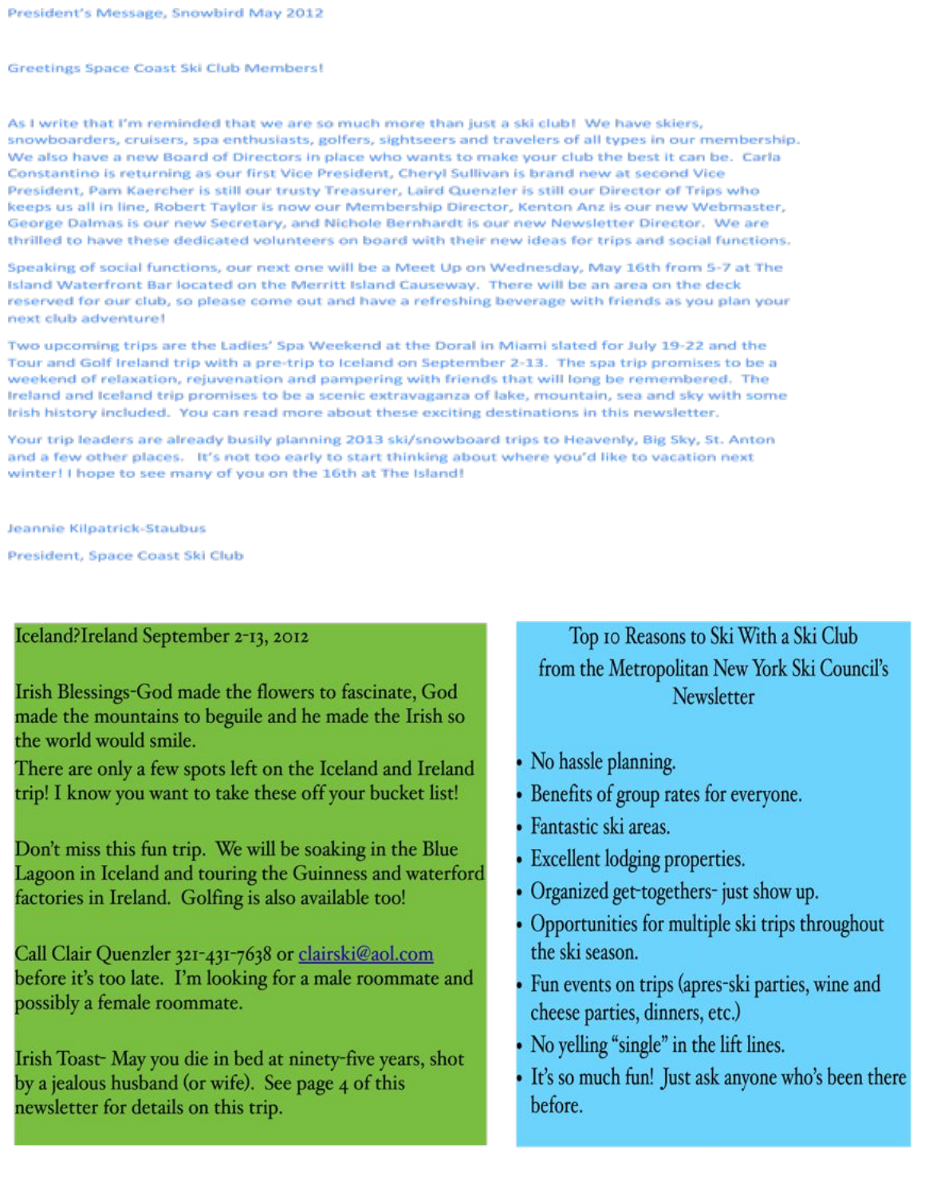President's Message, Snowbird May 2012

Greetings Space Coast Ski Club Members!

As I write that I'm reminded that we are so much more than just a ski club! We have skiers, snowboarders, cruisers, spa enthusiasts, golfers, sightseers and travelers of all types in our membership. We also have a new Board of Directors in place who wants to make your club the best it can be. Carla Constantino is returning as our first Vice President, Cheryl Sullivan is brand new at second Vice President, Pam Kaercher is still our trusty Treasurer, Laird Quenzler is still our Director of Trips who keeps us all in line, Robert Taylor is now our Membership Director, Kenton Anz is our new Webmaster, George Dalmas is our new Secretary, and Nichole Bernhardt is our new Newsletter Director. We are thrilled to have these dedicated volunteers on board with their new ideas for trips and social functions.

Speaking of social functions, our next one will be a Meet Up on Wednesday, May 16th from 5-7 at The Island Waterfront Bar located on the Merritt Island Causeway. There will be an area on the deck reserved for our club, so please come out and have a refreshing beverage with friends as you plan your next club adventure!

Two upcoming trips are the Ladies' Spa Weekend at the Doral in Miami slated for July 19-22 and the Tour and Golf Ireland trip with a pre-trip to Iceland on September 2-13. The spa trip promises to be a weekend of relaxation, rejuvenation and pampering with friends that will long be remembered. The Ireland and Iceland trip promises to be a scenic extravaganza of lake, mountain, sea and sky with some Irish history included. You can read more about these exciting destinations in this newsletter.

Your trip leaders are already busily planning 2013 ski/snowboard trips to Heavenly, Big Sky, St. Anton and a few other places. It's not too early to start thinking about where you'd like to vacation next winter! I hope to see many of you on the 16th at The Island!

Jeannie Kilpatrick-Staubus

President, Space Coast Ski Club

## Iceland?Ireland September 2-13, 2012

Irish Blessings-God made the flowers to fascinate, God made the mountains to beguile and he made the Irish so the world would smile.

There are only a few spots left on the Iceland and Ireland trip! I know you want to take these off your bucket list!

Don't miss this fun trip. We will be soaking in the Blue Lagoon in Iceland and touring the Guinness and waterford factories in Ireland. Golfing is also available too!

Call Clair Quenzler 321-431-7638 or clairski@aol.com before it's too late. I'm looking for a male roommate and possibly a female roommate.

Irish Toast- May you die in bed at ninety-five years, shot by a jealous husband (or wife). See page 4 of this newsletter for details on this trip.

## Top 10 Reasons to Ski With a Ski Club from the Metropolitan New York Ski Council's Newsletter

- No hassle planning.
- Benefits of group rates for everyone.
- Fantastic ski areas.
- Excellent lodging properties.
- Organized get-togethers- just show up.
- Opportunities for multiple ski trips throughout the ski season.
- Fun events on trips (apres-ski parties, wine and cheese parties, dinners, etc.)
- No yelling "single" in the lift lines.
- It's so much fun! Just ask anyone who's been there before.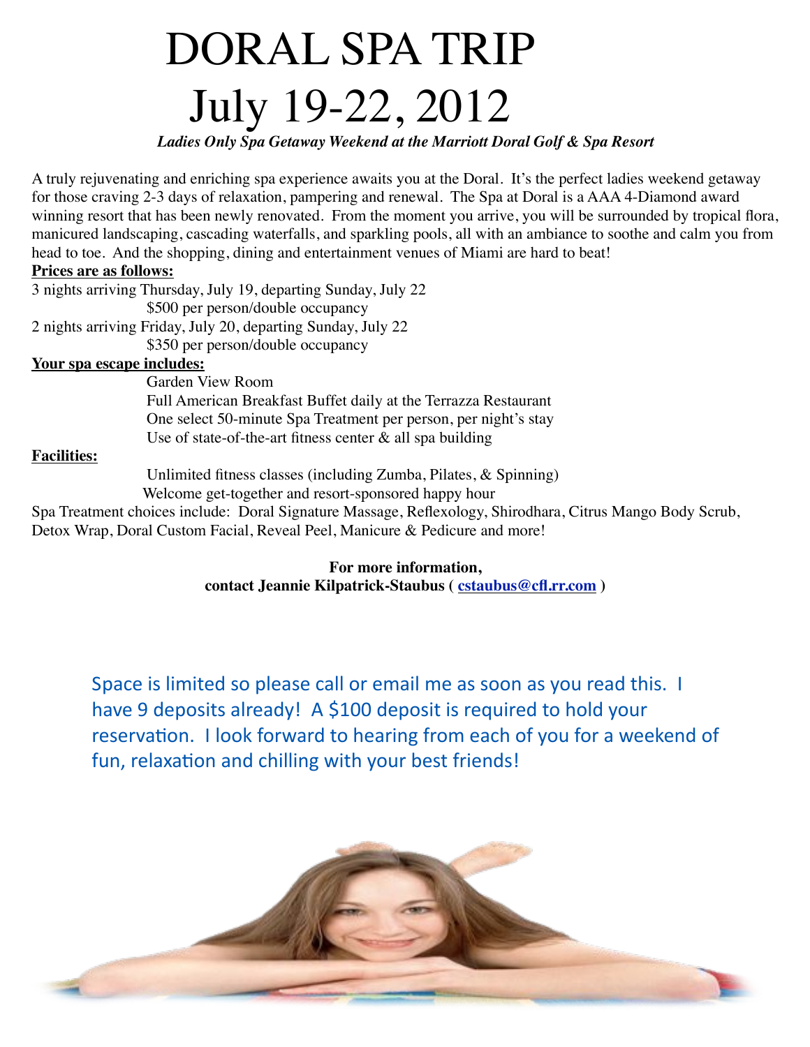# DORAL SPA TRIP

# July 19-22, 2012

***Ladies Only Spa Getaway Weekend at the Marriott Doral Golf & Spa Resort***

A truly rejuvenating and enriching spa experience awaits you at the Doral. It's the perfect ladies weekend getaway for those craving 2-3 days of relaxation, pampering and renewal. The Spa at Doral is a AAA 4-Diamond award winning resort that has been newly renovated. From the moment you arrive, you will be surrounded by tropical flora, manicured landscaping, cascading waterfalls, and sparkling pools, all with an ambiance to soothe and calm you from head to toe. And the shopping, dining and entertainment venues of Miami are hard to beat!

**Prices are as follows:**

3 nights arriving Thursday, July 19, departing Sunday, July 22
$500 per person/double occupancy

2 nights arriving Friday, July 20, departing Sunday, July 22
$350 per person/double occupancy

**Your spa escape includes:**

Garden View Room
Full American Breakfast Buffet daily at the Terrazza Restaurant
One select 50-minute Spa Treatment per person, per night's stay
Use of state-of-the-art fitness center & all spa building

**Facilities:**

Unlimited fitness classes (including Zumba, Pilates, & Spinning)
Welcome get-together and resort-sponsored happy hour

Spa Treatment choices include: Doral Signature Massage, Reflexology, Shirodhara, Citrus Mango Body Scrub, Detox Wrap, Doral Custom Facial, Reveal Peel, Manicure & Pedicure and more!

**For more information,**
**contact Jeannie Kilpatrick-Staubus ( cstaubus@cfl.rr.com )**

Space is limited so please call or email me as soon as you read this. I have 9 deposits already! A $100 deposit is required to hold your reservation. I look forward to hearing from each of you for a weekend of fun, relaxation and chilling with your best friends!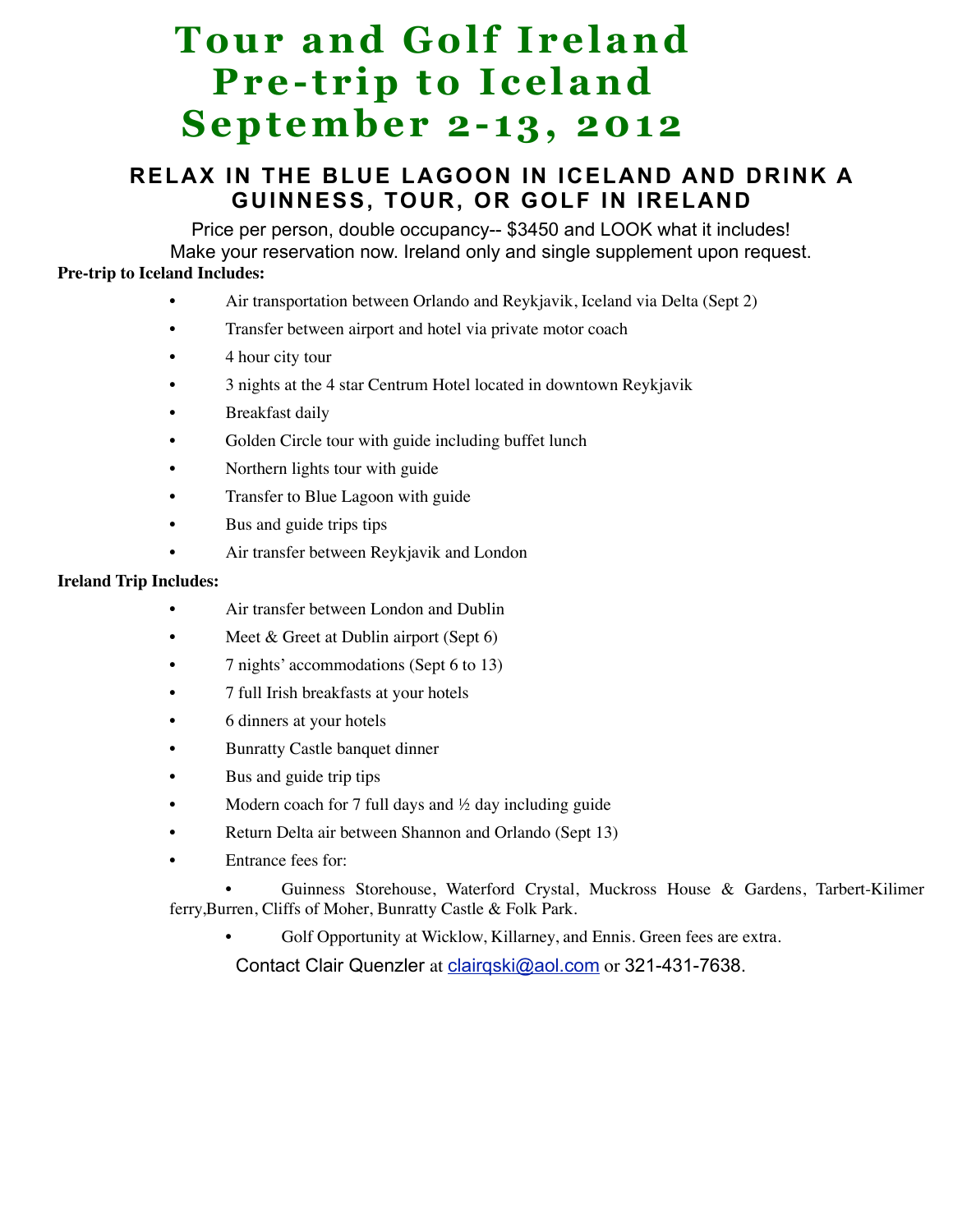# Tour and Golf Ireland
# Pre-trip to Iceland
# September 2-13, 2012

## RELAX IN THE BLUE LAGOON IN ICELAND AND DRINK A GUINNESS, TOUR, OR GOLF IN IRELAND

Price per person, double occupancy-- $3450 and LOOK what it includes!
Make your reservation now. Ireland only and single supplement upon request.

**Pre-trip to Iceland Includes:**

- Air transportation between Orlando and Reykjavik, Iceland via Delta (Sept 2)
- Transfer between airport and hotel via private motor coach
- 4 hour city tour
- 3 nights at the 4 star Centrum Hotel located in downtown Reykjavik
- Breakfast daily
- Golden Circle tour with guide including buffet lunch
- Northern lights tour with guide
- Transfer to Blue Lagoon with guide
- Bus and guide trips tips
- Air transfer between Reykjavik and London

**Ireland Trip Includes:**

- Air transfer between London and Dublin
- Meet & Greet at Dublin airport (Sept 6)
- 7 nights' accommodations (Sept 6 to 13)
- 7 full Irish breakfasts at your hotels
- 6 dinners at your hotels
- Bunratty Castle banquet dinner
- Bus and guide trip tips
- Modern coach for 7 full days and ½ day including guide
- Return Delta air between Shannon and Orlando (Sept 13)
- Entrance fees for:
    - Guinness Storehouse, Waterford Crystal, Muckross House & Gardens, Tarbert-Kilimer ferry,Burren, Cliffs of Moher, Bunratty Castle & Folk Park.
    - Golf Opportunity at Wicklow, Killarney, and Ennis. Green fees are extra.

Contact Clair Quenzler at clairqski@aol.com or 321-431-7638.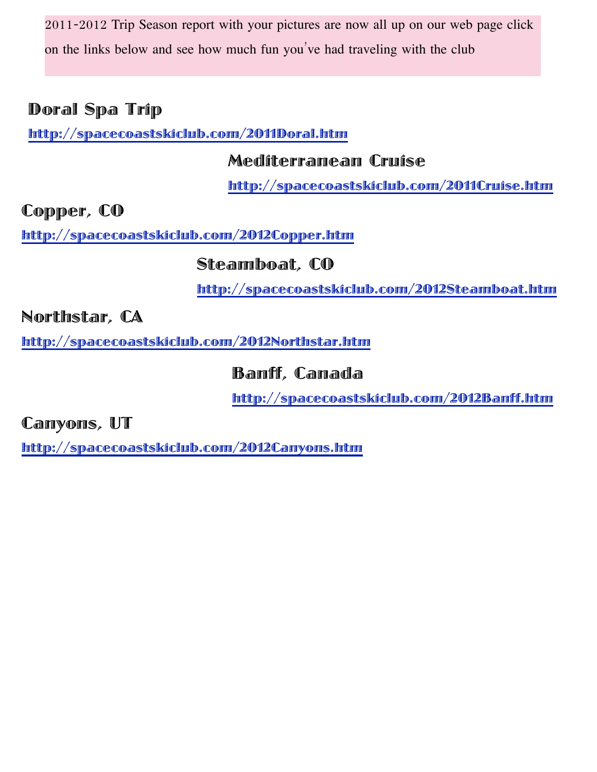2011-2012 Trip Season report with your pictures are now all up on our web page click on the links below and see how much fun you've had traveling with the club

**Doral Spa Trip**

http://spacecoastskiclub.com/2011Doral.htm

**Mediterranean Cruise**

http://spacecoastskiclub.com/2011Cruise.htm

**Copper, CO**

http://spacecoastskiclub.com/2012Copper.htm

**Steamboat, CO**

http://spacecoastskiclub.com/2012Steamboat.htm

**Northstar, CA**

http://spacecoastskiclub.com/2012Northstar.htm

**Banff, Canada**

http://spacecoastskiclub.com/2012Banff.htm

**Canyons, UT**

http://spacecoastskiclub.com/2012Canyons.htm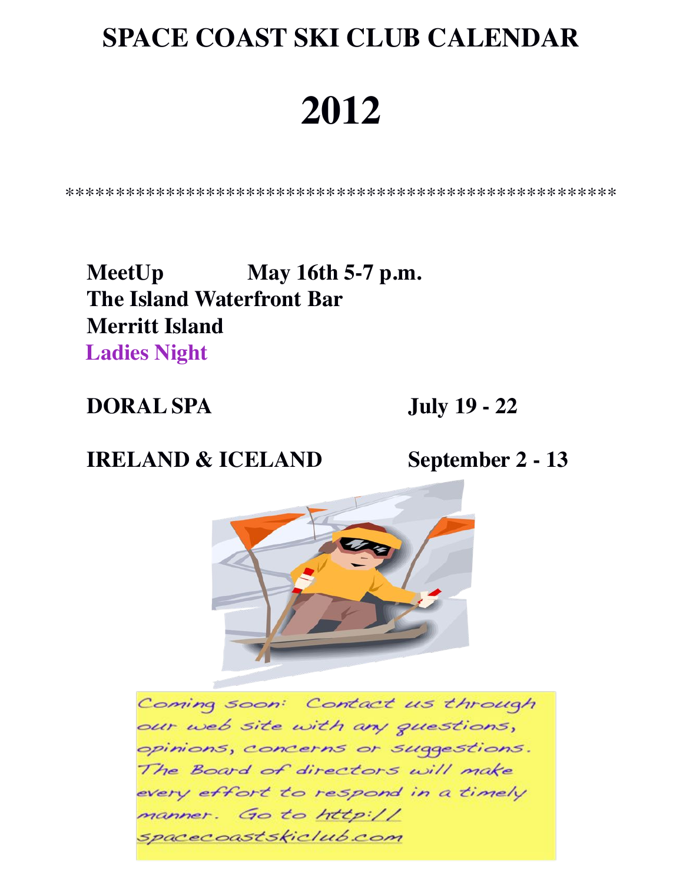# SPACE COAST SKI CLUB CALENDAR

# 2012

*******************************************************

**MeetUp May 16th 5-7 p.m.**
**The Island Waterfront Bar**
**Merritt Island**
**Ladies Night**

**DORAL SPA July 19 - 22**

**IRELAND & ICELAND September 2 - 13**

Coming soon: Contact us through our web site with any questions, opinions, concerns or suggestions. The Board of directors will make every effort to respond in a timely manner. Go to http://spacecoastskiclub.com